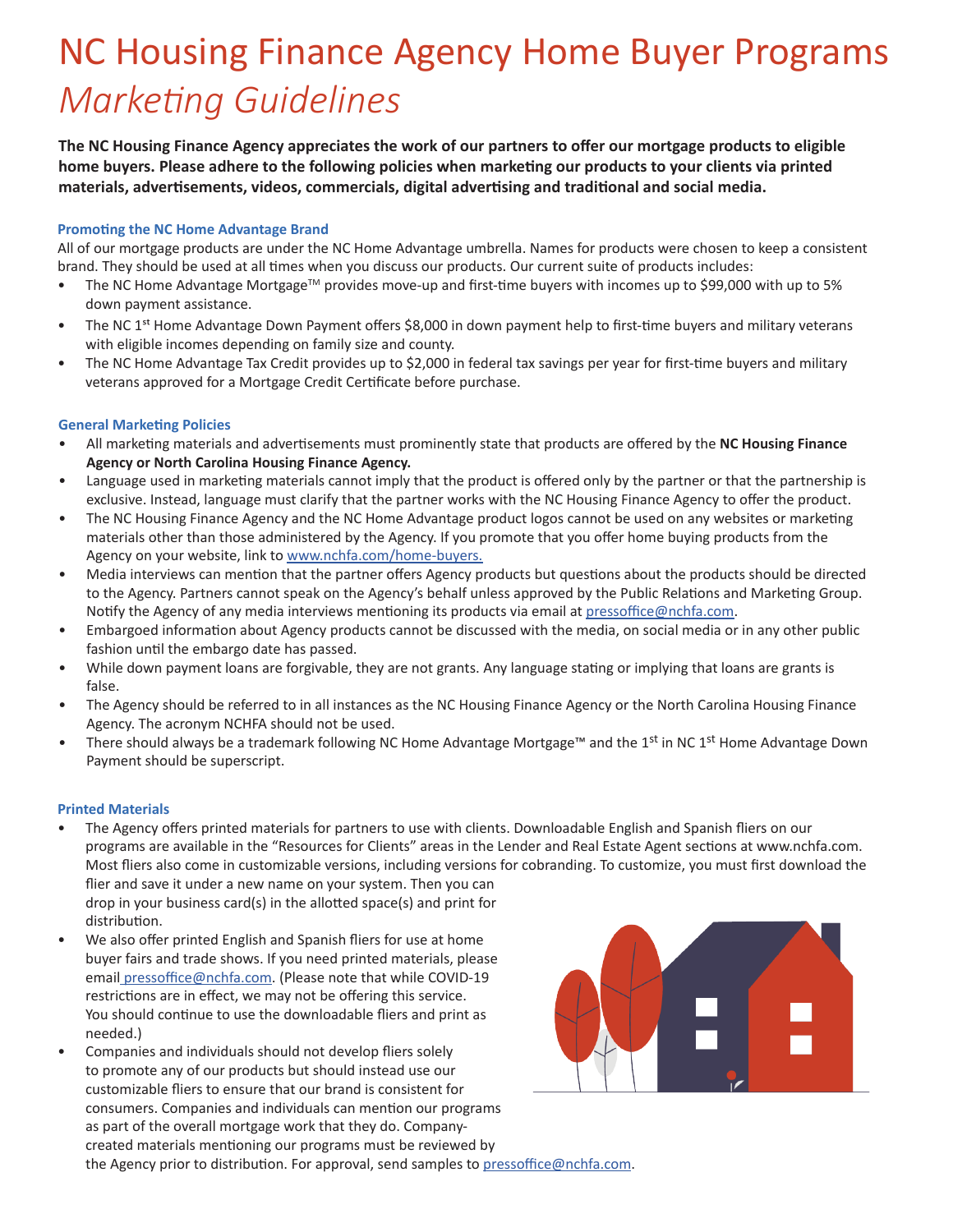# NC Housing Finance Agency Home Buyer Programs *Marketing Guidelines*

**The NC Housing Finance Agency appreciates the work of our partners to offer our mortgage products to eligible home buyers. Please adhere to the following policies when marketing our products to your clients via printed materials, advertisements, videos, commercials, digital advertising and traditional and social media.**

### Promoting the NC Home Advantage Brand

All of our mortgage products are under the NC Home Advantage umbrella. Names for products were chosen to keep a consistent brand. They should be used at all times when you discuss our products. Our current suite of products includes:

- The NC Home Advantage Mortgage™ provides move-up and first-time buyers with incomes up to $99,000 with up to 5% down payment assistance.
- The NC 1st Home Advantage Down Payment offers $8,000 in down payment help to first-time buyers and military veterans with eligible incomes depending on family size and county.
- The NC Home Advantage Tax Credit provides up to $2,000 in federal tax savings per year for first-time buyers and military veterans approved for a Mortgage Credit Certificate before purchase.

### General Marketing Policies

- All marketing materials and advertisements must prominently state that products are offered by the **NC Housing Finance Agency or North Carolina Housing Finance Agency.**
- Language used in marketing materials cannot imply that the product is offered only by the partner or that the partnership is exclusive. Instead, language must clarify that the partner works with the NC Housing Finance Agency to offer the product.
- The NC Housing Finance Agency and the NC Home Advantage product logos cannot be used on any websites or marketing materials other than those administered by the Agency. If you promote that you offer home buying products from the Agency on your website, link to www.nchfa.com/home-buyers.
- Media interviews can mention that the partner offers Agency products but questions about the products should be directed to the Agency. Partners cannot speak on the Agency's behalf unless approved by the Public Relations and Marketing Group. Notify the Agency of any media interviews mentioning its products via email at pressoffice@nchfa.com.
- Embargoed information about Agency products cannot be discussed with the media, on social media or in any other public fashion until the embargo date has passed.
- While down payment loans are forgivable, they are not grants. Any language stating or implying that loans are grants is false.
- The Agency should be referred to in all instances as the NC Housing Finance Agency or the North Carolina Housing Finance Agency. The acronym NCHFA should not be used.
- There should always be a trademark following NC Home Advantage Mortgage™ and the 1st in NC 1st Home Advantage Down Payment should be superscript.

### Printed Materials

- The Agency offers printed materials for partners to use with clients. Downloadable English and Spanish fliers on our programs are available in the "Resources for Clients" areas in the Lender and Real Estate Agent sections at www.nchfa.com. Most fliers also come in customizable versions, including versions for cobranding. To customize, you must first download the flier and save it under a new name on your system. Then you can drop in your business card(s) in the allotted space(s) and print for distribution.
- We also offer printed English and Spanish fliers for use at home buyer fairs and trade shows. If you need printed materials, please email pressoffice@nchfa.com. (Please note that while COVID-19 restrictions are in effect, we may not be offering this service. You should continue to use the downloadable fliers and print as needed.)
- Companies and individuals should not develop fliers solely to promote any of our products but should instead use our customizable fliers to ensure that our brand is consistent for consumers. Companies and individuals can mention our programs as part of the overall mortgage work that they do. Company-created materials mentioning our programs must be reviewed by the Agency prior to distribution. For approval, send samples to pressoffice@nchfa.com.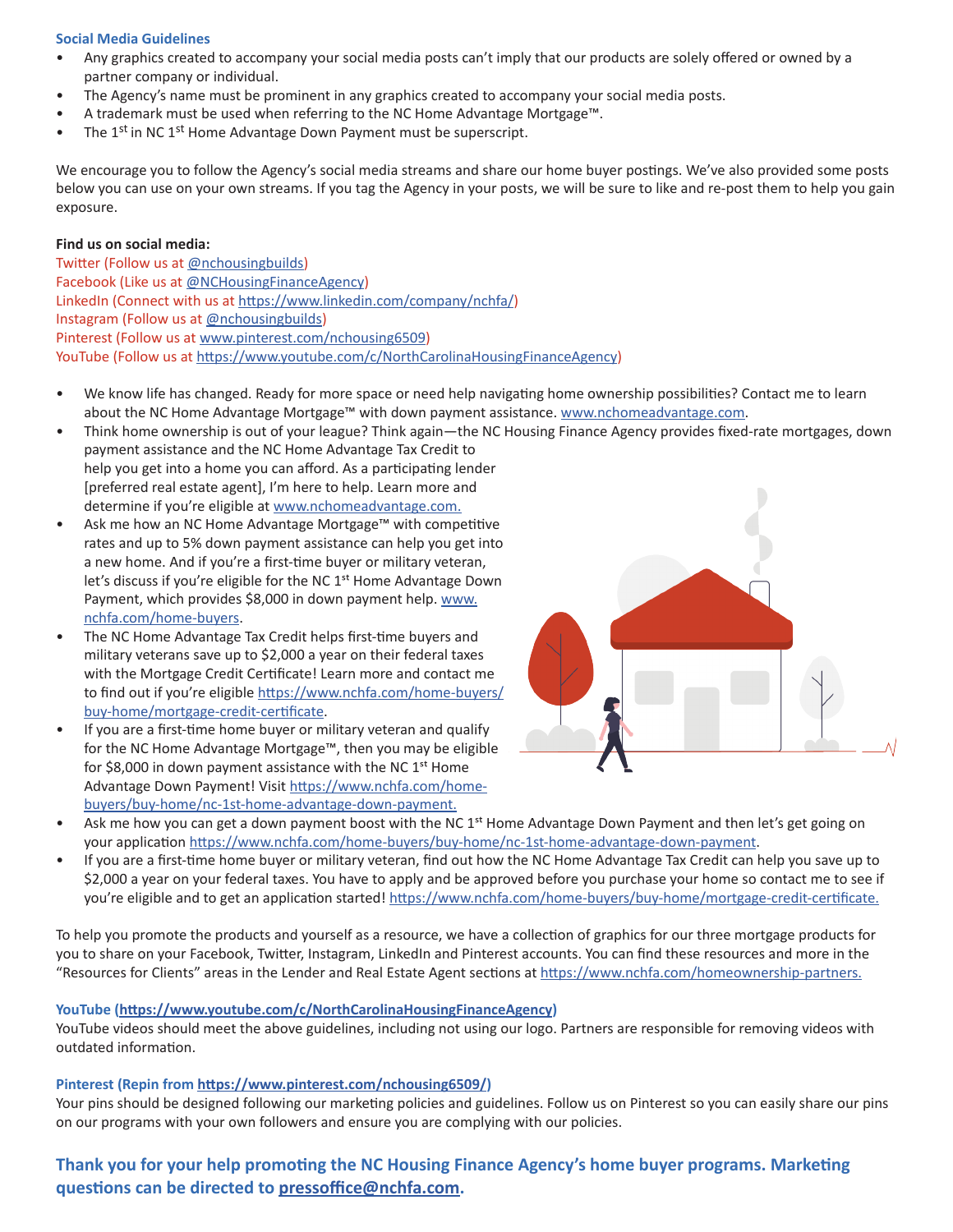### Social Media Guidelines

- Any graphics created to accompany your social media posts can't imply that our products are solely offered or owned by a partner company or individual.
- The Agency's name must be prominent in any graphics created to accompany your social media posts.
- A trademark must be used when referring to the NC Home Advantage Mortgage™.
- The 1st in NC 1st Home Advantage Down Payment must be superscript.

We encourage you to follow the Agency's social media streams and share our home buyer postings. We've also provided some posts below you can use on your own streams. If you tag the Agency in your posts, we will be sure to like and re-post them to help you gain exposure.

**Find us on social media:**
Twitter (Follow us at @nchousingbuilds)
Facebook (Like us at @NCHousingFinanceAgency)
LinkedIn (Connect with us at https://www.linkedin.com/company/nchfa/)
Instagram (Follow us at @nchousingbuilds)
Pinterest (Follow us at www.pinterest.com/nchousing6509)
YouTube (Follow us at https://www.youtube.com/c/NorthCarolinaHousingFinanceAgency)

- We know life has changed. Ready for more space or need help navigating home ownership possibilities? Contact me to learn about the NC Home Advantage Mortgage™ with down payment assistance. www.nchomeadvantage.com.
- Think home ownership is out of your league? Think again—the NC Housing Finance Agency provides fixed-rate mortgages, down payment assistance and the NC Home Advantage Tax Credit to help you get into a home you can afford. As a participating lender [preferred real estate agent], I'm here to help. Learn more and determine if you're eligible at www.nchomeadvantage.com.
- Ask me how an NC Home Advantage Mortgage™ with competitive rates and up to 5% down payment assistance can help you get into a new home. And if you're a first-time buyer or military veteran, let's discuss if you're eligible for the NC 1st Home Advantage Down Payment, which provides $8,000 in down payment help. www.nchfa.com/home-buyers.
- The NC Home Advantage Tax Credit helps first-time buyers and military veterans save up to $2,000 a year on their federal taxes with the Mortgage Credit Certificate! Learn more and contact me to find out if you're eligible https://www.nchfa.com/home-buyers/buy-home/mortgage-credit-certificate.
- If you are a first-time home buyer or military veteran and qualify for the NC Home Advantage Mortgage™, then you may be eligible for $8,000 in down payment assistance with the NC 1st Home Advantage Down Payment! Visit https://www.nchfa.com/home-buyers/buy-home/nc-1st-home-advantage-down-payment.
- Ask me how you can get a down payment boost with the NC 1st Home Advantage Down Payment and then let's get going on your application https://www.nchfa.com/home-buyers/buy-home/nc-1st-home-advantage-down-payment.
- If you are a first-time home buyer or military veteran, find out how the NC Home Advantage Tax Credit can help you save up to $2,000 a year on your federal taxes. You have to apply and be approved before you purchase your home so contact me to see if you're eligible and to get an application started! https://www.nchfa.com/home-buyers/buy-home/mortgage-credit-certificate.

To help you promote the products and yourself as a resource, we have a collection of graphics for our three mortgage products for you to share on your Facebook, Twitter, Instagram, LinkedIn and Pinterest accounts. You can find these resources and more in the "Resources for Clients" areas in the Lender and Real Estate Agent sections at https://www.nchfa.com/homeownership-partners.

### YouTube (https://www.youtube.com/c/NorthCarolinaHousingFinanceAgency)

YouTube videos should meet the above guidelines, including not using our logo. Partners are responsible for removing videos with outdated information.

### Pinterest (Repin from https://www.pinterest.com/nchousing6509/)

Your pins should be designed following our marketing policies and guidelines. Follow us on Pinterest so you can easily share our pins on our programs with your own followers and ensure you are complying with our policies.

**Thank you for your help promoting the NC Housing Finance Agency's home buyer programs. Marketing questions can be directed to pressoffice@nchfa.com.**